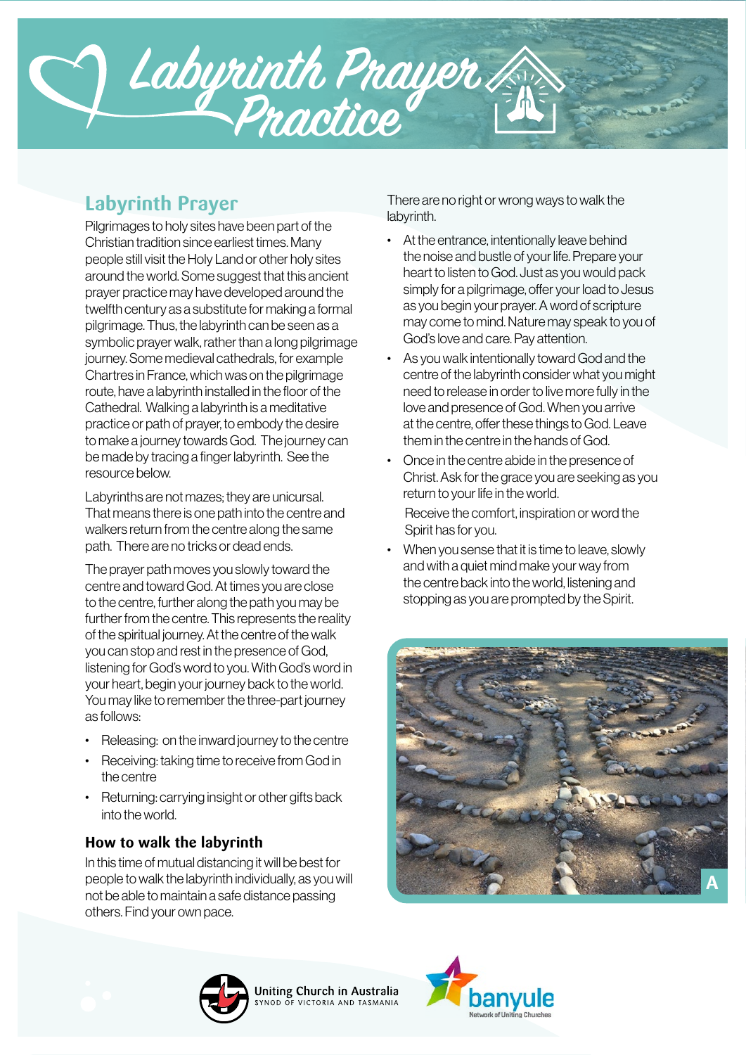# Labyrinth Prayer Practice

## Labyrinth Prayer

Pilgrimages to holy sites have been part of the Christian tradition since earliest times. Many people still visit the Holy Land or other holy sites around the world. Some suggest that this ancient prayer practice may have developed around the twelfth century as a substitute for making a formal pilgrimage. Thus, the labyrinth can be seen as a symbolic prayer walk, rather than a long pilgrimage journey. Some medieval cathedrals, for example Chartres in France, which was on the pilgrimage route, have a labyrinth installed in the floor of the Cathedral. Walking a labyrinth is a meditative practice or path of prayer, to embody the desire to make a journey towards God. The journey can be made by tracing a finger labyrinth. See the resource below.

Labyrinths are not mazes; they are unicursal. That means there is one path into the centre and walkers return from the centre along the same path. There are no tricks or dead ends.

The prayer path moves you slowly toward the centre and toward God. At times you are close to the centre, further along the path you may be further from the centre. This represents the reality of the spiritual journey. At the centre of the walk you can stop and rest in the presence of God, listening for God's word to you. With God's word in your heart, begin your journey back to the world. You may like to remember the three-part journey as follows:

- Releasing: on the inward journey to the centre
- Receiving: taking time to receive from God in the centre
- Returning: carrying insight or other gifts back into the world.

### How to walk the labyrinth

In this time of mutual distancing it will be best for people to walk the labyrinth individually, as you will not be able to maintain a safe distance passing others. Find your own pace.

There are no right or wrong ways to walk the labyrinth.

- At the entrance, intentionally leave behind the noise and bustle of your life. Prepare your heart to listen to God. Just as you would pack simply for a pilgrimage, offer your load to Jesus as you begin your prayer. A word of scripture may come to mind. Nature may speak to you of God's love and care. Pay attention.
- As you walk intentionally toward God and the centre of the labyrinth consider what you might need to release in order to live more fully in the love and presence of God. When you arrive at the centre, offer these things to God. Leave them in the centre in the hands of God.
- Once in the centre abide in the presence of Christ. Ask for the grace you are seeking as you return to your life in the world.

  Receive the comfort, inspiration or word the Spirit has for you.
- When you sense that it is time to leave, slowly and with a quiet mind make your way from the centre back into the world, listening and stopping as you are prompted by the Spirit.

A

Uniting Church in Australia
SYNOD OF VICTORIA AND TASMANIA

banyule
Network of Uniting Churches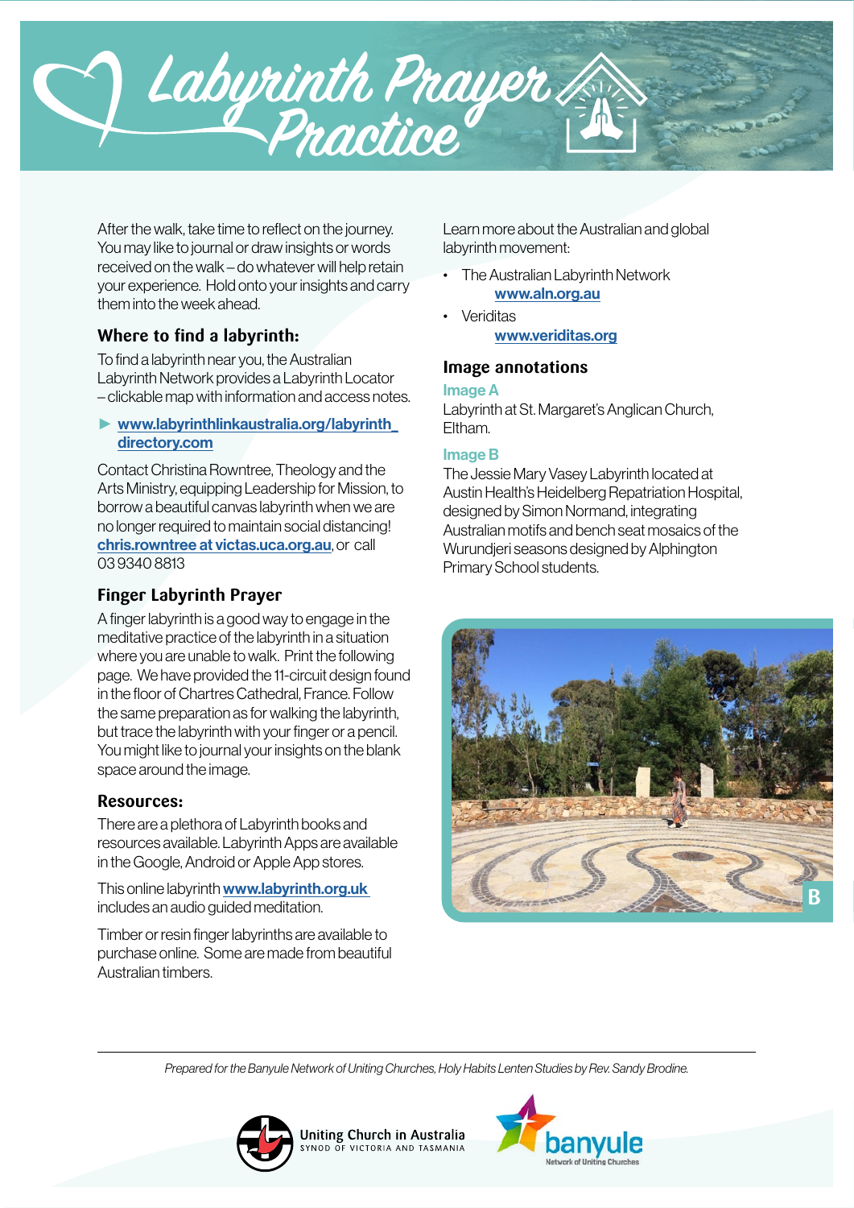# Labyrinth Prayer Practice

After the walk, take time to reflect on the journey. You may like to journal or draw insights or words received on the walk – do whatever will help retain your experience. Hold onto your insights and carry them into the week ahead.

### Where to find a labyrinth:

To find a labyrinth near you, the Australian Labyrinth Network provides a Labyrinth Locator – clickable map with information and access notes.

► **www.labyrinthlinkaustralia.org/labyrinth_directory.com**

Contact Christina Rowntree, Theology and the Arts Ministry, equipping Leadership for Mission, to borrow a beautiful canvas labyrinth when we are no longer required to maintain social distancing! **chris.rowntree at victas.uca.org.au**, or call 03 9340 8813

### Finger Labyrinth Prayer

A finger labyrinth is a good way to engage in the meditative practice of the labyrinth in a situation where you are unable to walk. Print the following page. We have provided the 11-circuit design found in the floor of Chartres Cathedral, France. Follow the same preparation as for walking the labyrinth, but trace the labyrinth with your finger or a pencil. You might like to journal your insights on the blank space around the image.

### Resources:

There are a plethora of Labyrinth books and resources available. Labyrinth Apps are available in the Google, Android or Apple App stores.

This online labyrinth **www.labyrinth.org.uk** includes an audio guided meditation.

Timber or resin finger labyrinths are available to purchase online. Some are made from beautiful Australian timbers.

Learn more about the Australian and global labyrinth movement:

- The Australian Labyrinth Network
  **www.aln.org.au**
- Veriditas
  **www.veriditas.org**

### Image annotations

**Image A**

Labyrinth at St. Margaret's Anglican Church, Eltham.

**Image B**

The Jessie Mary Vasey Labyrinth located at Austin Health's Heidelberg Repatriation Hospital, designed by Simon Normand, integrating Australian motifs and bench seat mosaics of the Wurundjeri seasons designed by Alphington Primary School students.

B

*Prepared for the Banyule Network of Uniting Churches, Holy Habits Lenten Studies by Rev. Sandy Brodine.*

Uniting Church in Australia
SYNOD OF VICTORIA AND TASMANIA

banyule
Network of Uniting Churches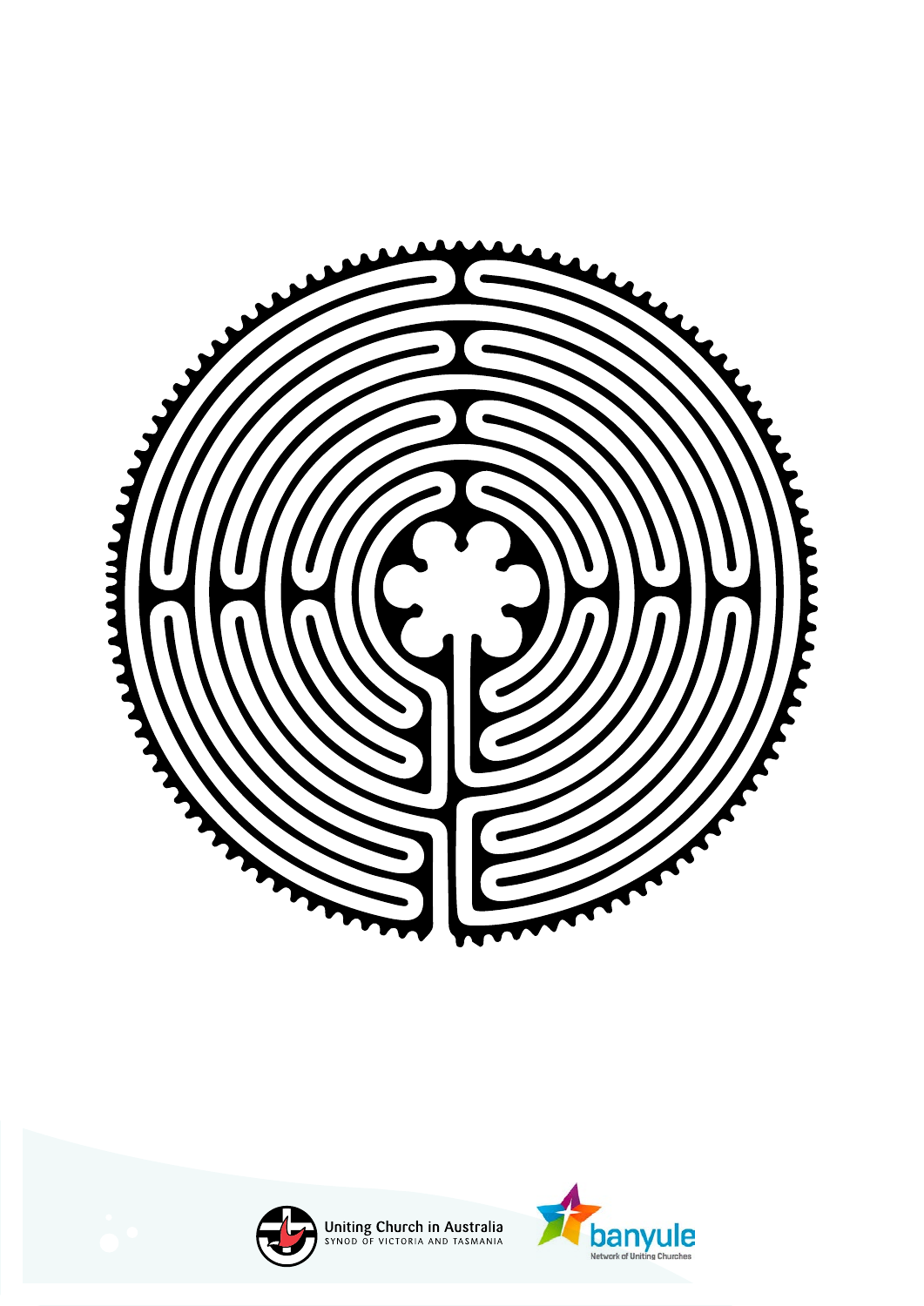Uniting Church in Australia
SYNOD OF VICTORIA AND TASMANIA

banyule
Network of Uniting Churches